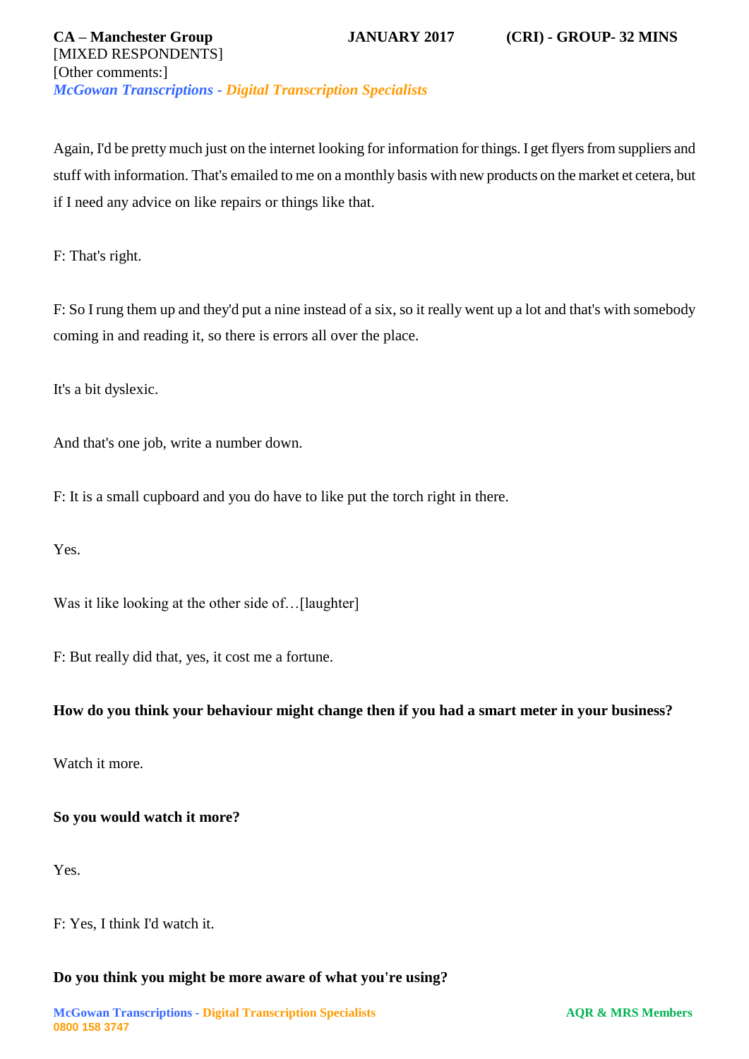Again, I'd be pretty much just on the internet looking for information for things. I get flyers from suppliers and stuff with information. That's emailed to me on a monthly basis with new products on the market et cetera, but if I need any advice on like repairs or things like that.

F: That's right.

F: So I rung them up and they'd put a nine instead of a six, so it really went up a lot and that's with somebody coming in and reading it, so there is errors all over the place.

It's a bit dyslexic.

And that's one job, write a number down.

F: It is a small cupboard and you do have to like put the torch right in there.

Yes.

Was it like looking at the other side of…[laughter]

F: But really did that, yes, it cost me a fortune.

**How do you think your behaviour might change then if you had a smart meter in your business?**

Watch it more.

**So you would watch it more?**

Yes.

F: Yes, I think I'd watch it.

**Do you think you might be more aware of what you're using?**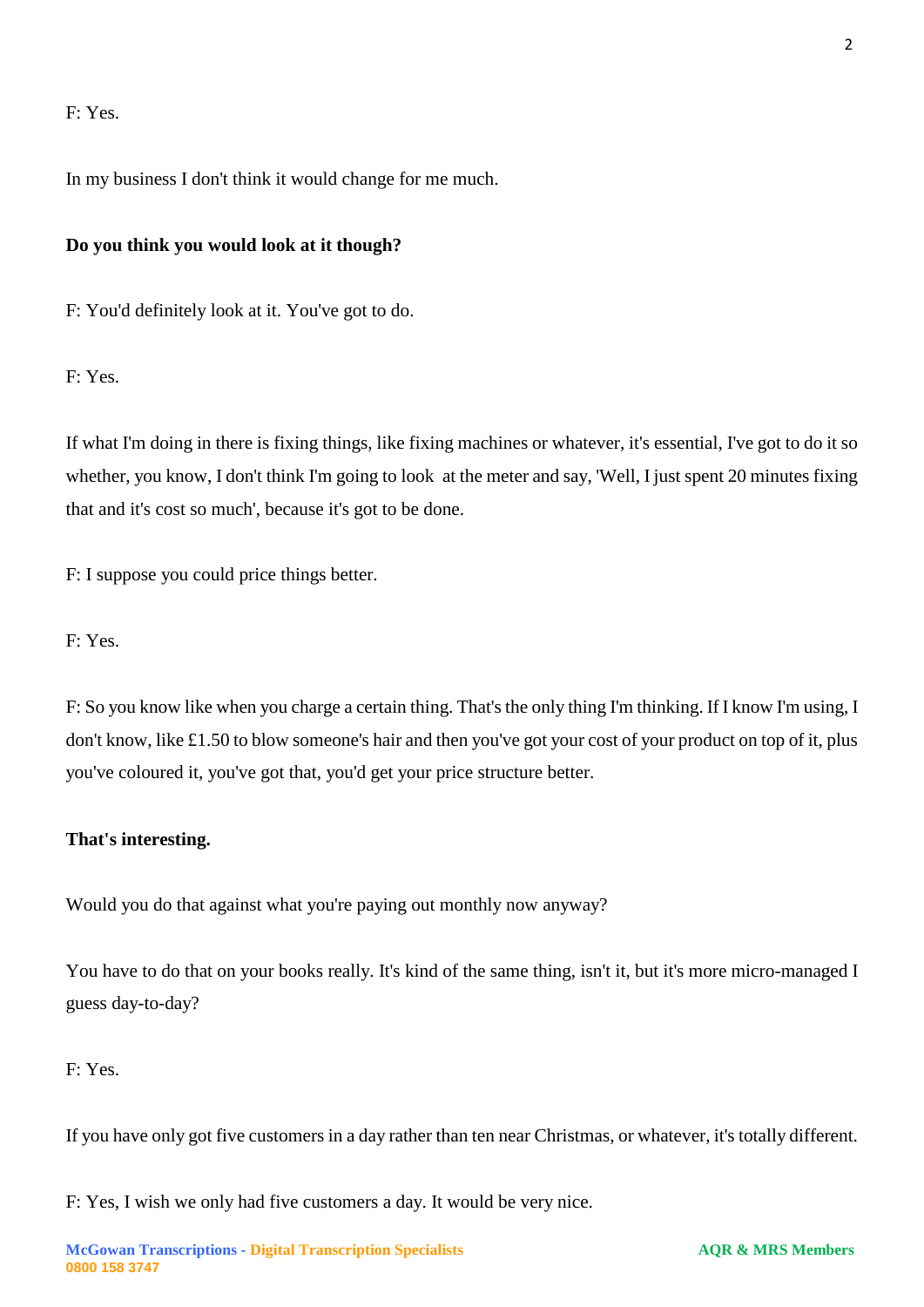F: Yes.

In my business I don't think it would change for me much.

**Do you think you would look at it though?**

F: You'd definitely look at it. You've got to do.

F: Yes.

If what I'm doing in there is fixing things, like fixing machines or whatever, it's essential, I've got to do it so whether, you know, I don't think I'm going to look at the meter and say, 'Well, I just spent 20 minutes fixing that and it's cost so much', because it's got to be done.

F: I suppose you could price things better.

F: Yes.

F: So you know like when you charge a certain thing. That's the only thing I'm thinking. If I know I'm using, I don't know, like £1.50 to blow someone's hair and then you've got your cost of your product on top of it, plus you've coloured it, you've got that, you'd get your price structure better.

**That's interesting.**

Would you do that against what you're paying out monthly now anyway?

You have to do that on your books really. It's kind of the same thing, isn't it, but it's more micro-managed I guess day-to-day?

F: Yes.

If you have only got five customers in a day rather than ten near Christmas, or whatever, it's totally different.

F: Yes, I wish we only had five customers a day. It would be very nice.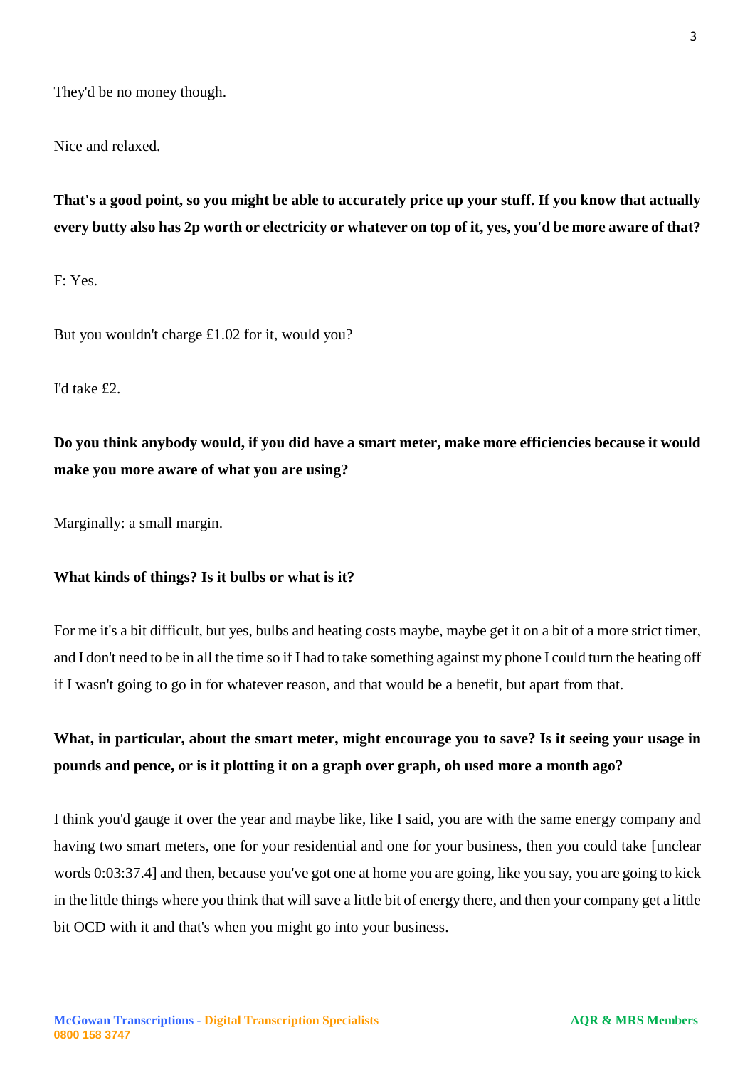They'd be no money though.

Nice and relaxed.

**That's a good point, so you might be able to accurately price up your stuff. If you know that actually every butty also has 2p worth or electricity or whatever on top of it, yes, you'd be more aware of that?**

F: Yes.

But you wouldn't charge £1.02 for it, would you?

I'd take £2.

**Do you think anybody would, if you did have a smart meter, make more efficiencies because it would make you more aware of what you are using?**

Marginally: a small margin.

**What kinds of things? Is it bulbs or what is it?**

For me it's a bit difficult, but yes, bulbs and heating costs maybe, maybe get it on a bit of a more strict timer, and I don't need to be in all the time so if I had to take something against my phone I could turn the heating off if I wasn't going to go in for whatever reason, and that would be a benefit, but apart from that.

**What, in particular, about the smart meter, might encourage you to save? Is it seeing your usage in pounds and pence, or is it plotting it on a graph over graph, oh used more a month ago?**

I think you'd gauge it over the year and maybe like, like I said, you are with the same energy company and having two smart meters, one for your residential and one for your business, then you could take [unclear words 0:03:37.4] and then, because you've got one at home you are going, like you say, you are going to kick in the little things where you think that will save a little bit of energy there, and then your company get a little bit OCD with it and that's when you might go into your business.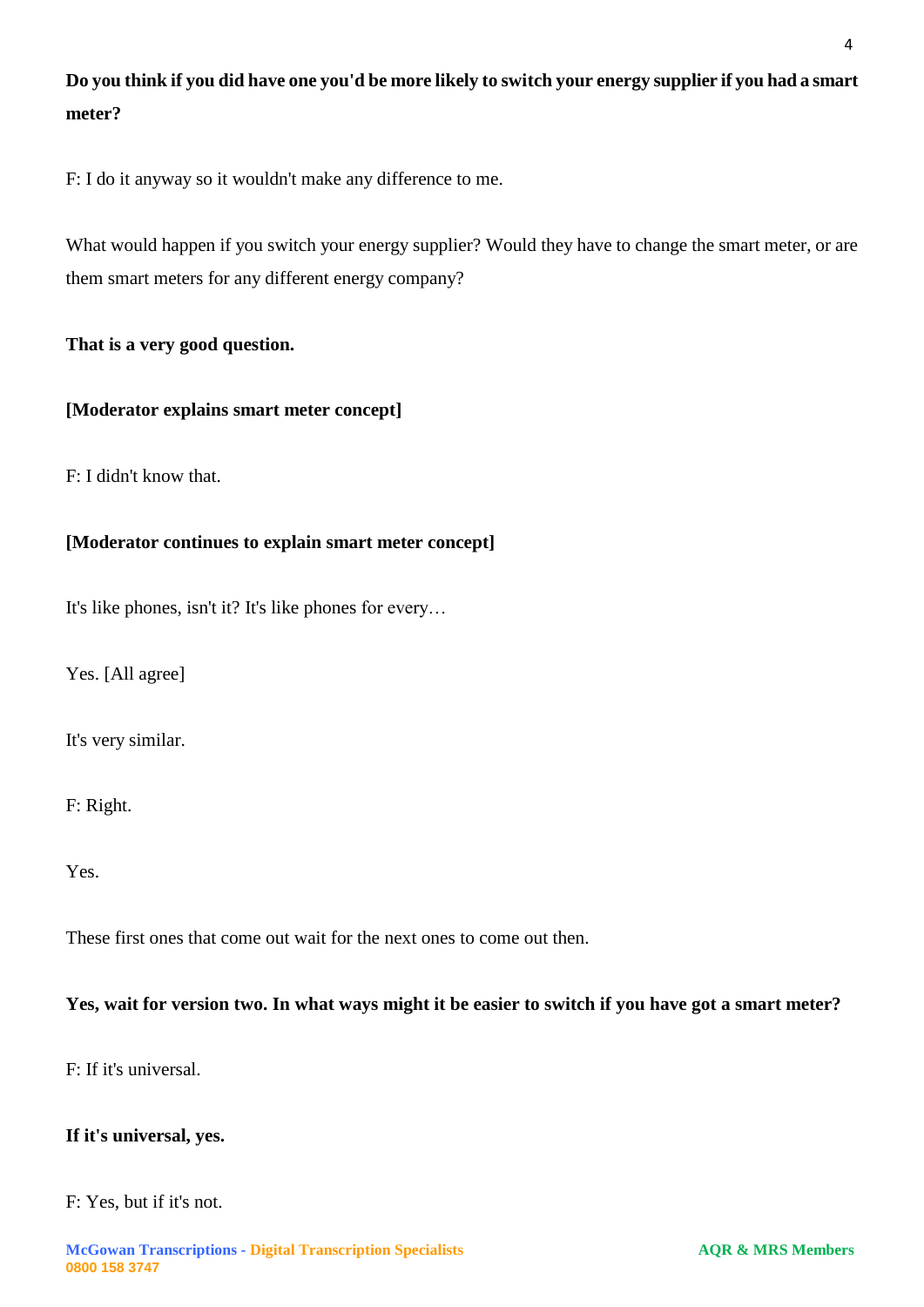**Do you think if you did have one you'd be more likely to switch your energy supplier if you had a smart meter?**

F: I do it anyway so it wouldn't make any difference to me.

What would happen if you switch your energy supplier? Would they have to change the smart meter, or are them smart meters for any different energy company?

**That is a very good question.**

**[Moderator explains smart meter concept]**

F: I didn't know that.

**[Moderator continues to explain smart meter concept]**

It's like phones, isn't it? It's like phones for every…

Yes. [All agree]

It's very similar.

F: Right.

Yes.

These first ones that come out wait for the next ones to come out then.

**Yes, wait for version two. In what ways might it be easier to switch if you have got a smart meter?**

F: If it's universal.

**If it's universal, yes.**

F: Yes, but if it's not.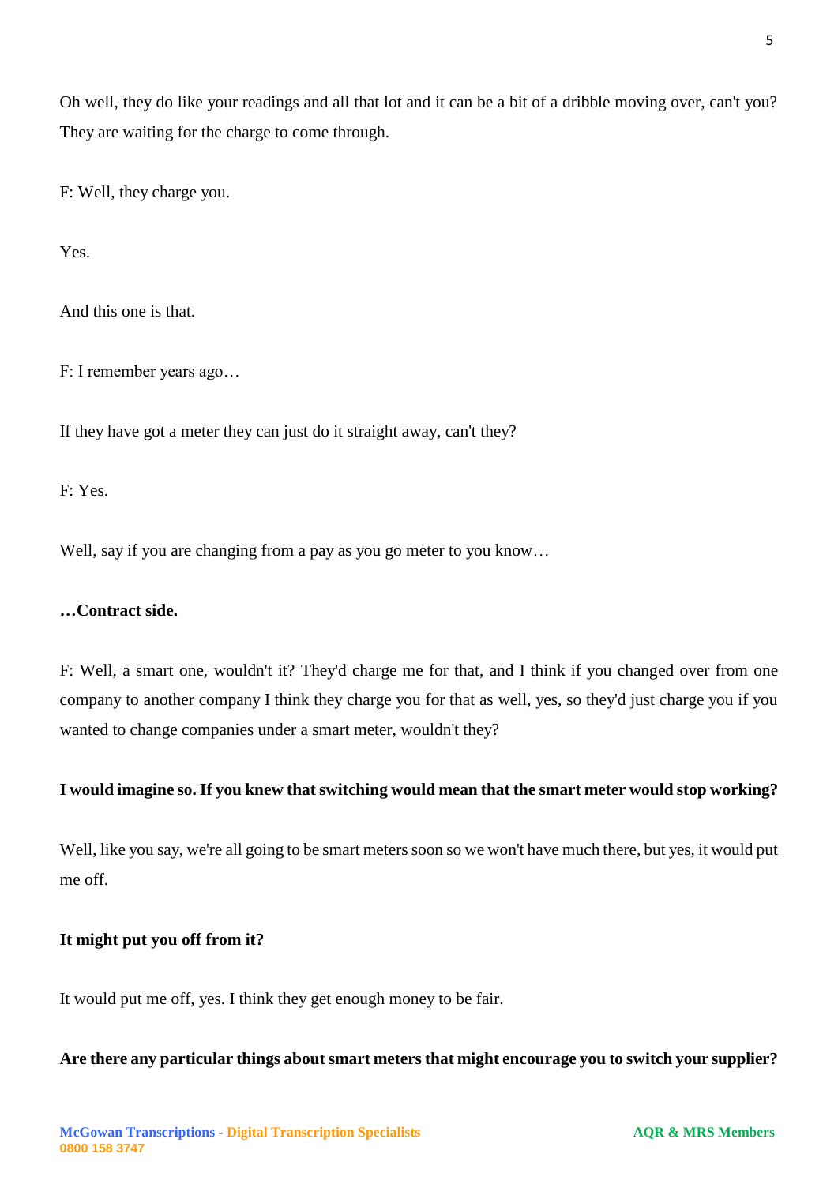Oh well, they do like your readings and all that lot and it can be a bit of a dribble moving over, can't you? They are waiting for the charge to come through.

F: Well, they charge you.

Yes.

And this one is that.

F: I remember years ago…

If they have got a meter they can just do it straight away, can't they?

F: Yes.

Well, say if you are changing from a pay as you go meter to you know…

**…Contract side.**

F: Well, a smart one, wouldn't it? They'd charge me for that, and I think if you changed over from one company to another company I think they charge you for that as well, yes, so they'd just charge you if you wanted to change companies under a smart meter, wouldn't they?

**I would imagine so. If you knew that switching would mean that the smart meter would stop working?**

Well, like you say, we're all going to be smart meters soon so we won't have much there, but yes, it would put me off.

**It might put you off from it?**

It would put me off, yes. I think they get enough money to be fair.

**Are there any particular things about smart meters that might encourage you to switch your supplier?**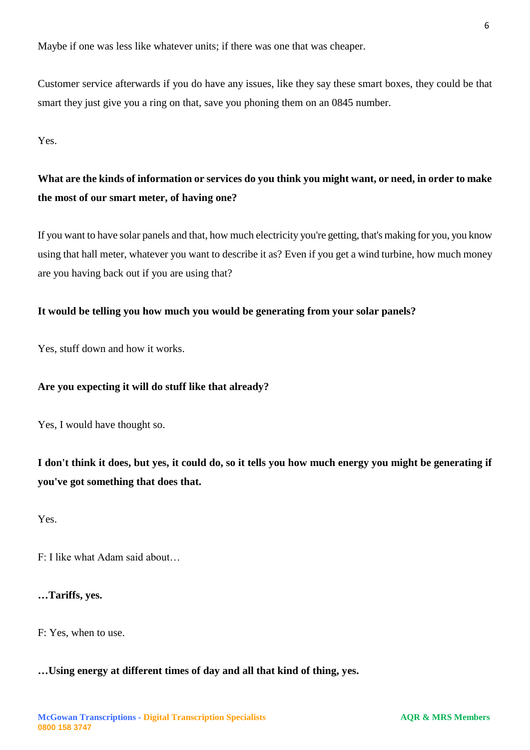Maybe if one was less like whatever units; if there was one that was cheaper.

Customer service afterwards if you do have any issues, like they say these smart boxes, they could be that smart they just give you a ring on that, save you phoning them on an 0845 number.

Yes.

**What are the kinds of information or services do you think you might want, or need, in order to make the most of our smart meter, of having one?**

If you want to have solar panels and that, how much electricity you're getting, that's making for you, you know using that hall meter, whatever you want to describe it as? Even if you get a wind turbine, how much money are you having back out if you are using that?

**It would be telling you how much you would be generating from your solar panels?**

Yes, stuff down and how it works.

**Are you expecting it will do stuff like that already?**

Yes, I would have thought so.

**I don't think it does, but yes, it could do, so it tells you how much energy you might be generating if you've got something that does that.**

Yes.

F: I like what Adam said about…

**…Tariffs, yes.**

F: Yes, when to use.

**…Using energy at different times of day and all that kind of thing, yes.**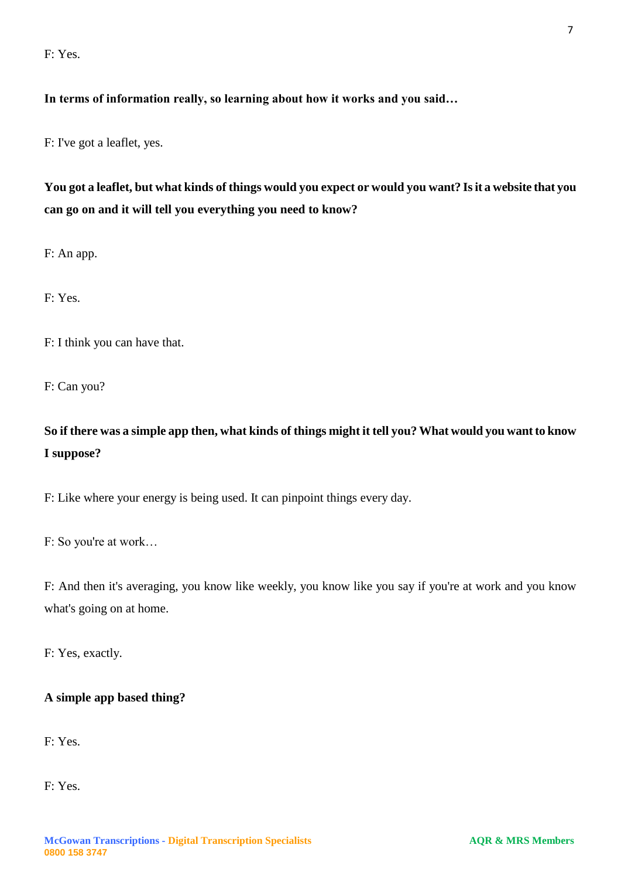F: Yes.

**In terms of information really, so learning about how it works and you said…**

F: I've got a leaflet, yes.

**You got a leaflet, but what kinds of things would you expect or would you want? Is it a website that you can go on and it will tell you everything you need to know?**

F: An app.

F: Yes.

F: I think you can have that.

F: Can you?

**So if there was a simple app then, what kinds of things might it tell you? What would you want to know I suppose?**

F: Like where your energy is being used. It can pinpoint things every day.

F: So you're at work…

F: And then it's averaging, you know like weekly, you know like you say if you're at work and you know what's going on at home.

F: Yes, exactly.

**A simple app based thing?**

F: Yes.

F: Yes.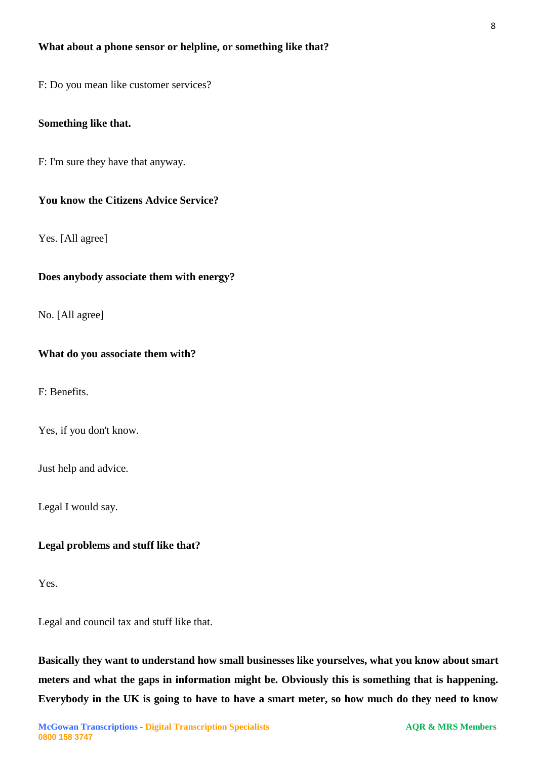**What about a phone sensor or helpline, or something like that?**

F: Do you mean like customer services?

**Something like that.**

F: I'm sure they have that anyway.

**You know the Citizens Advice Service?**

Yes. [All agree]

**Does anybody associate them with energy?**

No. [All agree]

**What do you associate them with?**

F: Benefits.

Yes, if you don't know.

Just help and advice.

Legal I would say.

**Legal problems and stuff like that?**

Yes.

Legal and council tax and stuff like that.

**Basically they want to understand how small businesses like yourselves, what you know about smart meters and what the gaps in information might be. Obviously this is something that is happening. Everybody in the UK is going to have to have a smart meter, so how much do they need to know**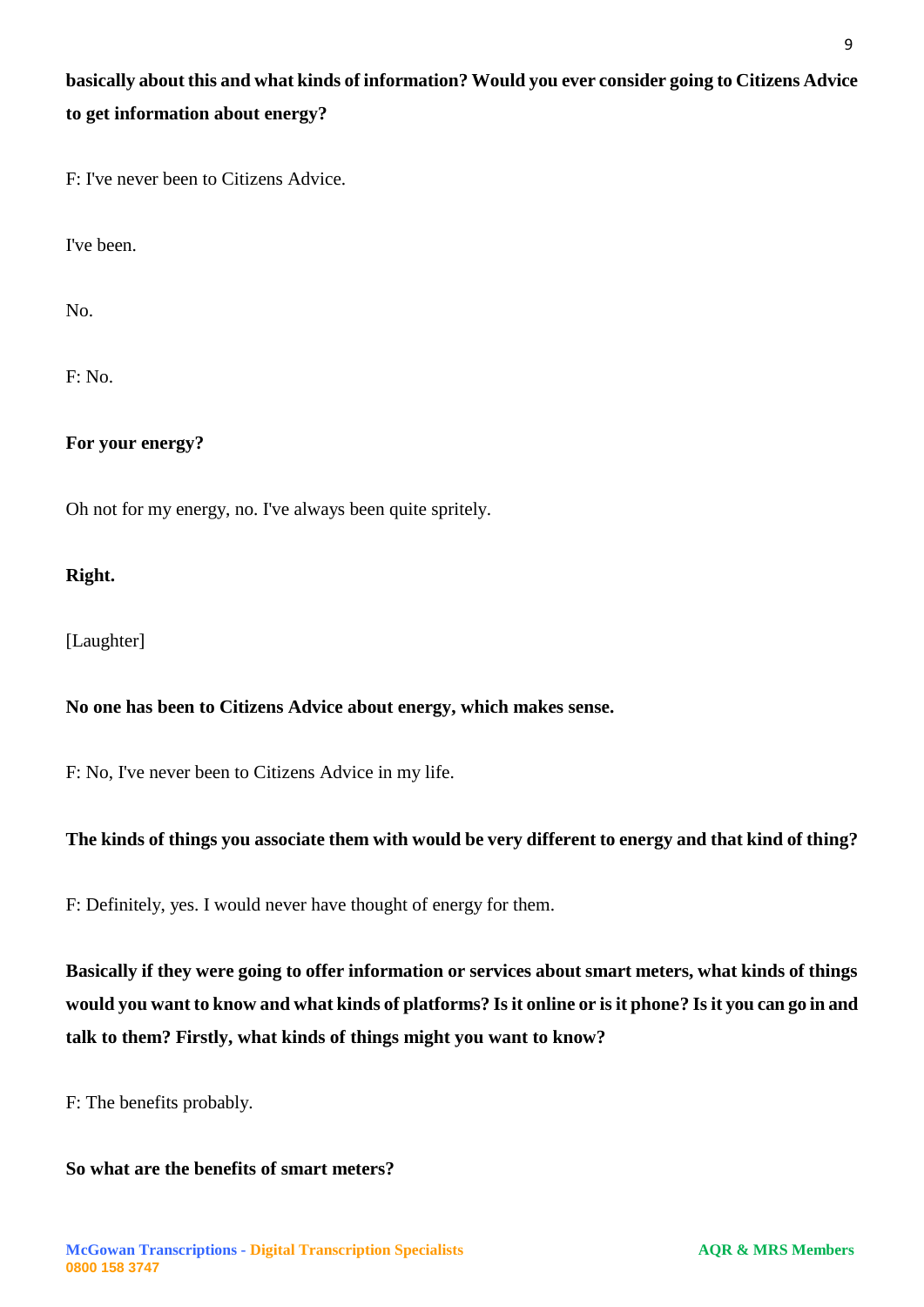**basically about this and what kinds of information? Would you ever consider going to Citizens Advice to get information about energy?**

F: I've never been to Citizens Advice.

I've been.

No.

F: No.

**For your energy?**

Oh not for my energy, no. I've always been quite spritely.

**Right.**

[Laughter]

**No one has been to Citizens Advice about energy, which makes sense.**

F: No, I've never been to Citizens Advice in my life.

**The kinds of things you associate them with would be very different to energy and that kind of thing?**

F: Definitely, yes. I would never have thought of energy for them.

**Basically if they were going to offer information or services about smart meters, what kinds of things would you want to know and what kinds of platforms? Is it online or is it phone? Is it you can go in and talk to them? Firstly, what kinds of things might you want to know?**

F: The benefits probably.

**So what are the benefits of smart meters?**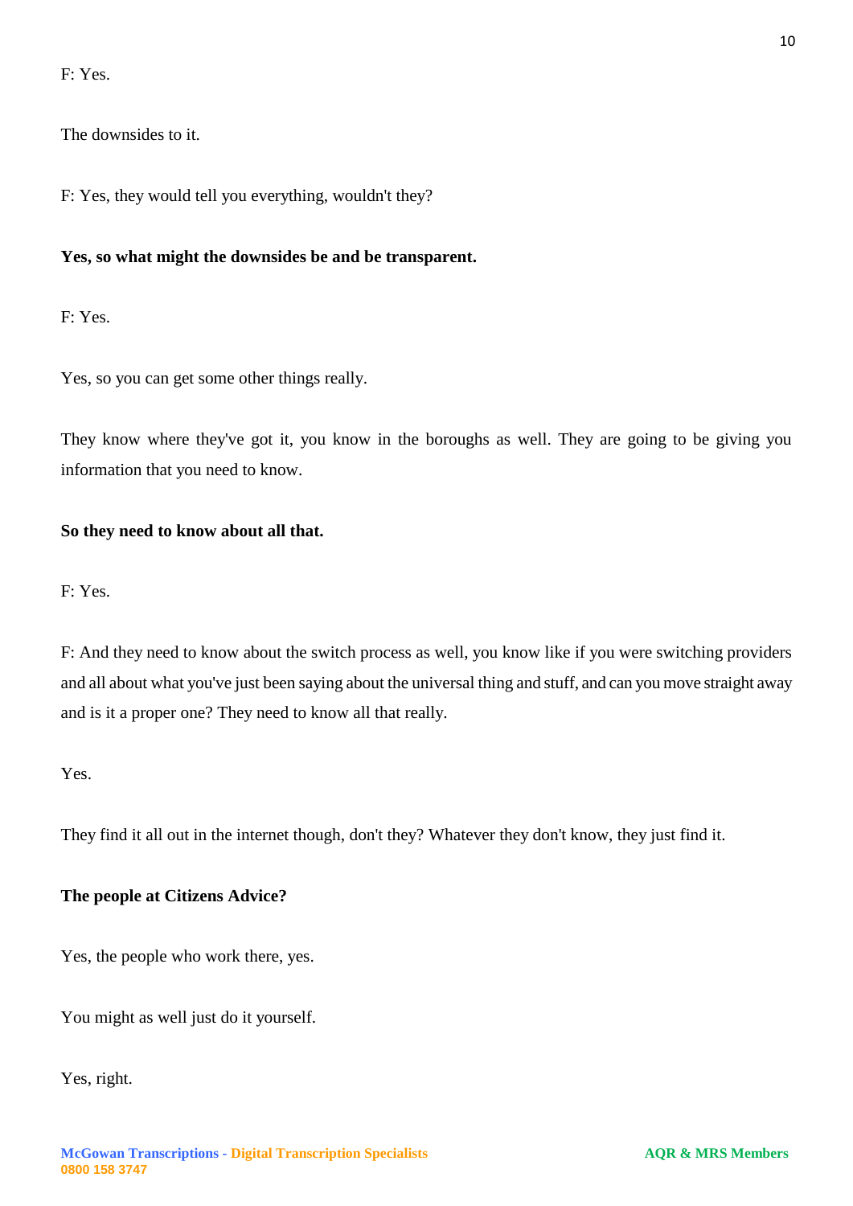F: Yes.

The downsides to it.

F: Yes, they would tell you everything, wouldn't they?

**Yes, so what might the downsides be and be transparent.**

F: Yes.

Yes, so you can get some other things really.

They know where they've got it, you know in the boroughs as well. They are going to be giving you information that you need to know.

**So they need to know about all that.**

F: Yes.

F: And they need to know about the switch process as well, you know like if you were switching providers and all about what you've just been saying about the universal thing and stuff, and can you move straight away and is it a proper one? They need to know all that really.

Yes.

They find it all out in the internet though, don't they? Whatever they don't know, they just find it.

**The people at Citizens Advice?**

Yes, the people who work there, yes.

You might as well just do it yourself.

Yes, right.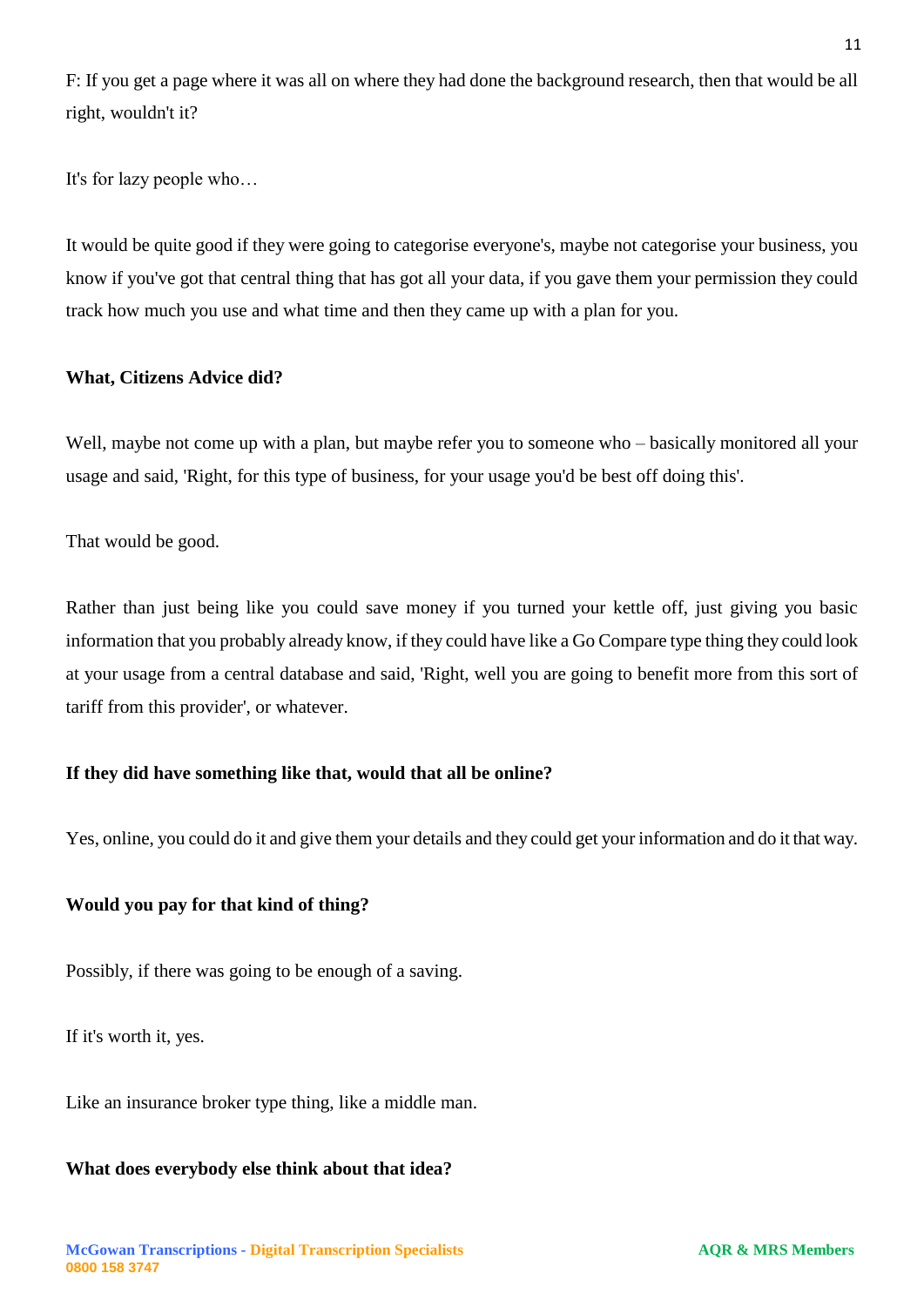F: If you get a page where it was all on where they had done the background research, then that would be all right, wouldn't it?

It's for lazy people who…

It would be quite good if they were going to categorise everyone's, maybe not categorise your business, you know if you've got that central thing that has got all your data, if you gave them your permission they could track how much you use and what time and then they came up with a plan for you.

**What, Citizens Advice did?**

Well, maybe not come up with a plan, but maybe refer you to someone who – basically monitored all your usage and said, 'Right, for this type of business, for your usage you'd be best off doing this'.

That would be good.

Rather than just being like you could save money if you turned your kettle off, just giving you basic information that you probably already know, if they could have like a Go Compare type thing they could look at your usage from a central database and said, 'Right, well you are going to benefit more from this sort of tariff from this provider', or whatever.

**If they did have something like that, would that all be online?**

Yes, online, you could do it and give them your details and they could get your information and do it that way.

**Would you pay for that kind of thing?**

Possibly, if there was going to be enough of a saving.

If it's worth it, yes.

Like an insurance broker type thing, like a middle man.

**What does everybody else think about that idea?**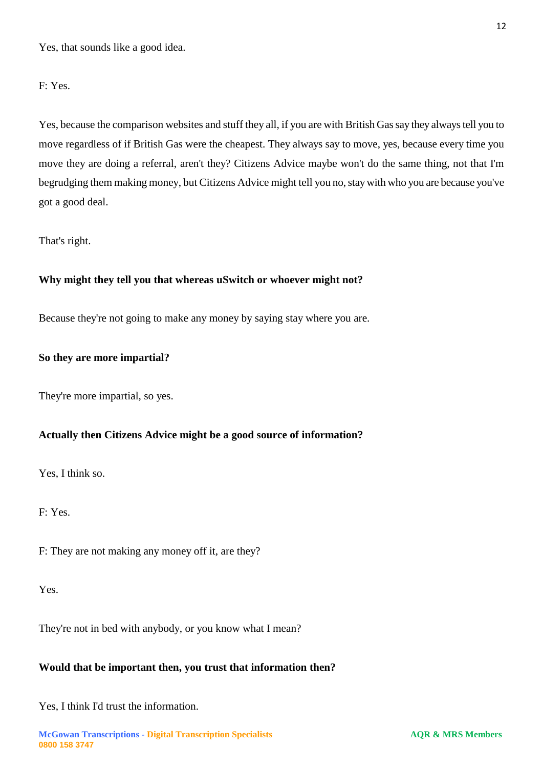Yes, that sounds like a good idea.

F: Yes.

Yes, because the comparison websites and stuff they all, if you are with British Gas say they always tell you to move regardless of if British Gas were the cheapest. They always say to move, yes, because every time you move they are doing a referral, aren't they? Citizens Advice maybe won't do the same thing, not that I'm begrudging them making money, but Citizens Advice might tell you no, stay with who you are because you've got a good deal.

That's right.

**Why might they tell you that whereas uSwitch or whoever might not?**

Because they're not going to make any money by saying stay where you are.

**So they are more impartial?**

They're more impartial, so yes.

**Actually then Citizens Advice might be a good source of information?**

Yes, I think so.

F: Yes.

F: They are not making any money off it, are they?

Yes.

They're not in bed with anybody, or you know what I mean?

**Would that be important then, you trust that information then?**

Yes, I think I'd trust the information.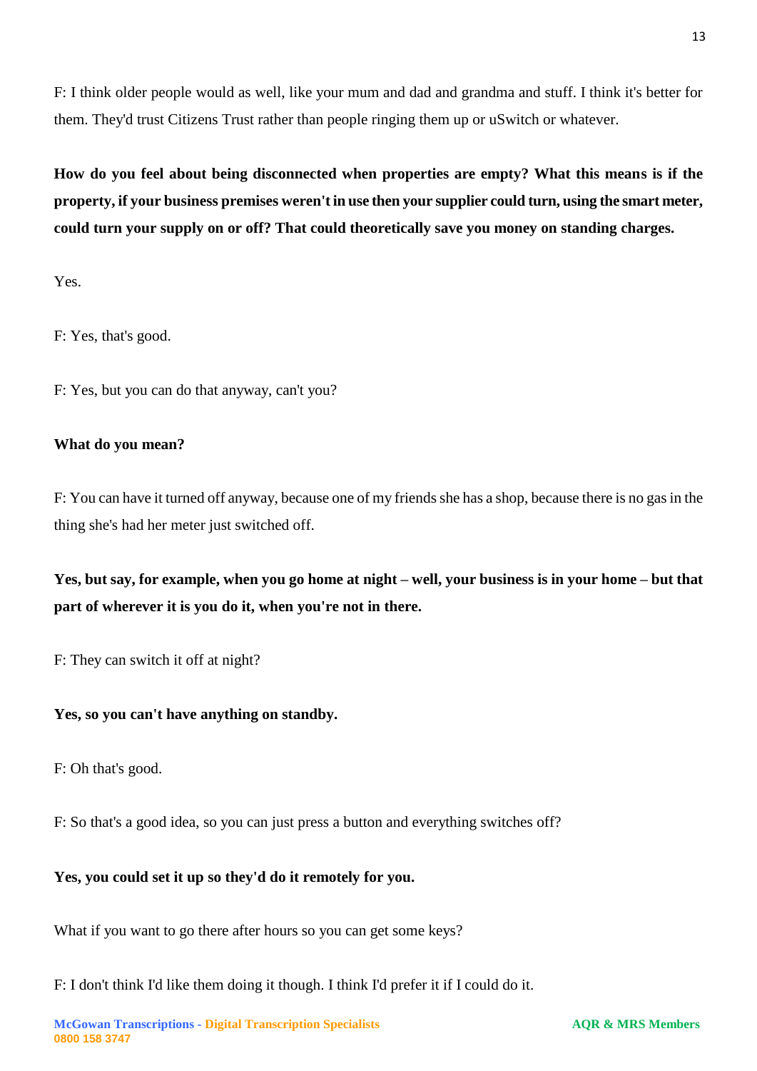F: I think older people would as well, like your mum and dad and grandma and stuff. I think it's better for them. They'd trust Citizens Trust rather than people ringing them up or uSwitch or whatever.

**How do you feel about being disconnected when properties are empty? What this means is if the property, if your business premises weren't in use then your supplier could turn, using the smart meter, could turn your supply on or off? That could theoretically save you money on standing charges.**

Yes.

F: Yes, that's good.

F: Yes, but you can do that anyway, can't you?

**What do you mean?**

F: You can have it turned off anyway, because one of my friends she has a shop, because there is no gas in the thing she's had her meter just switched off.

**Yes, but say, for example, when you go home at night – well, your business is in your home – but that part of wherever it is you do it, when you're not in there.**

F: They can switch it off at night?

**Yes, so you can't have anything on standby.**

F: Oh that's good.

F: So that's a good idea, so you can just press a button and everything switches off?

**Yes, you could set it up so they'd do it remotely for you.**

What if you want to go there after hours so you can get some keys?

F: I don't think I'd like them doing it though. I think I'd prefer it if I could do it.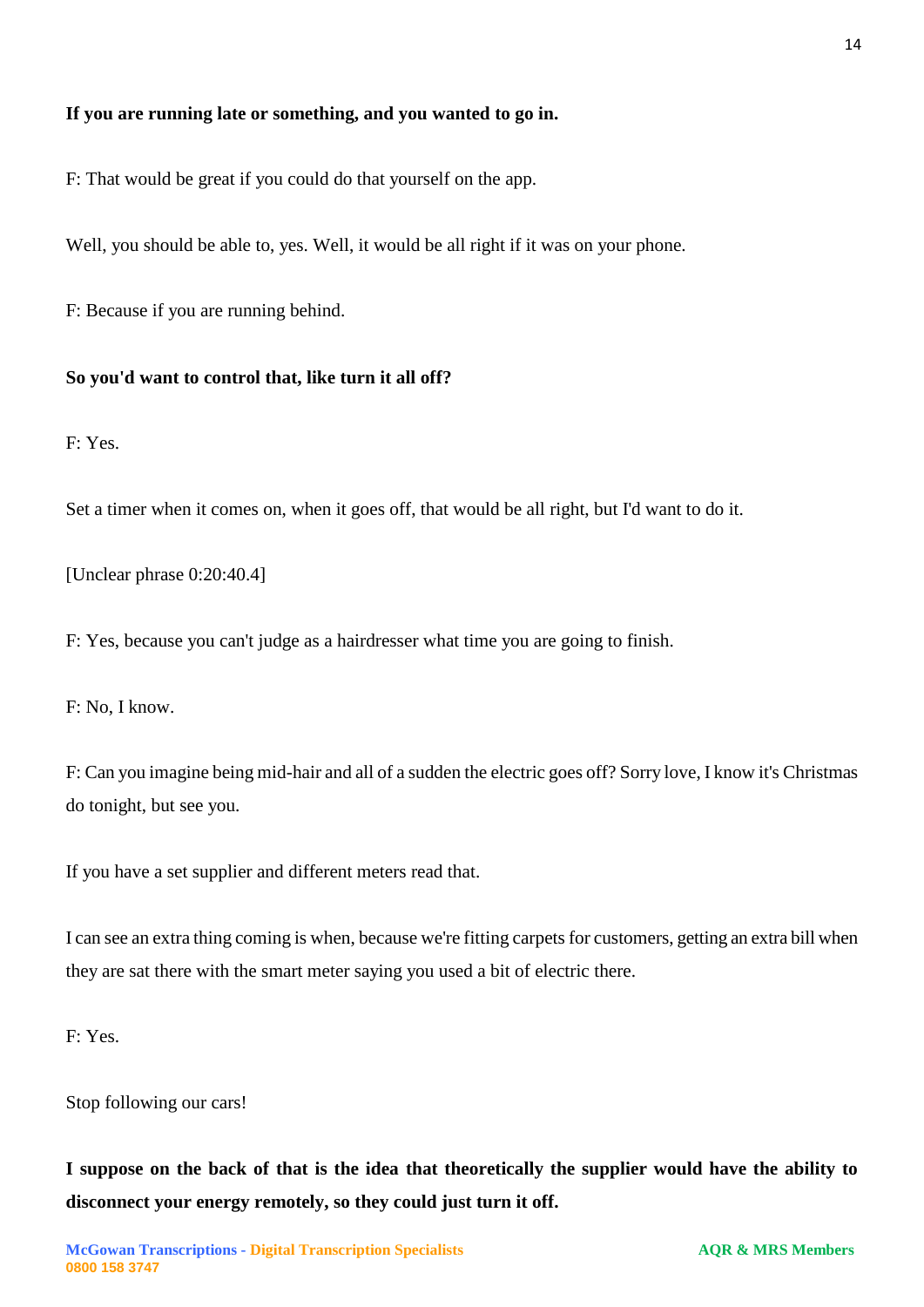**If you are running late or something, and you wanted to go in.**

F: That would be great if you could do that yourself on the app.

Well, you should be able to, yes. Well, it would be all right if it was on your phone.

F: Because if you are running behind.

**So you'd want to control that, like turn it all off?**

F: Yes.

Set a timer when it comes on, when it goes off, that would be all right, but I'd want to do it.

[Unclear phrase 0:20:40.4]

F: Yes, because you can't judge as a hairdresser what time you are going to finish.

F: No, I know.

F: Can you imagine being mid-hair and all of a sudden the electric goes off? Sorry love, I know it's Christmas do tonight, but see you.

If you have a set supplier and different meters read that.

I can see an extra thing coming is when, because we're fitting carpets for customers, getting an extra bill when they are sat there with the smart meter saying you used a bit of electric there.

F: Yes.

Stop following our cars!

**I suppose on the back of that is the idea that theoretically the supplier would have the ability to disconnect your energy remotely, so they could just turn it off.**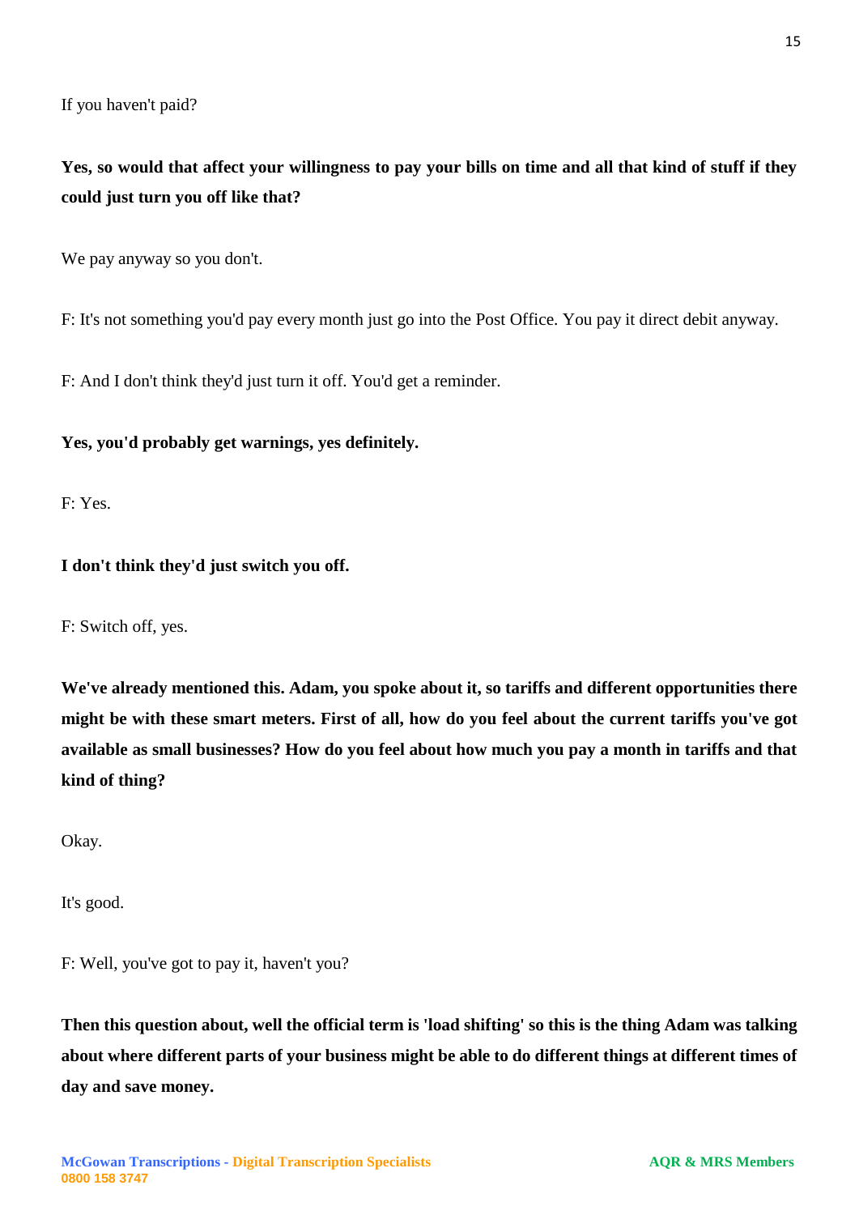If you haven't paid?

**Yes, so would that affect your willingness to pay your bills on time and all that kind of stuff if they could just turn you off like that?**

We pay anyway so you don't.

F: It's not something you'd pay every month just go into the Post Office. You pay it direct debit anyway.

F: And I don't think they'd just turn it off. You'd get a reminder.

**Yes, you'd probably get warnings, yes definitely.**

F: Yes.

**I don't think they'd just switch you off.**

F: Switch off, yes.

**We've already mentioned this. Adam, you spoke about it, so tariffs and different opportunities there might be with these smart meters. First of all, how do you feel about the current tariffs you've got available as small businesses? How do you feel about how much you pay a month in tariffs and that kind of thing?**

Okay.

It's good.

F: Well, you've got to pay it, haven't you?

**Then this question about, well the official term is 'load shifting' so this is the thing Adam was talking about where different parts of your business might be able to do different things at different times of day and save money.**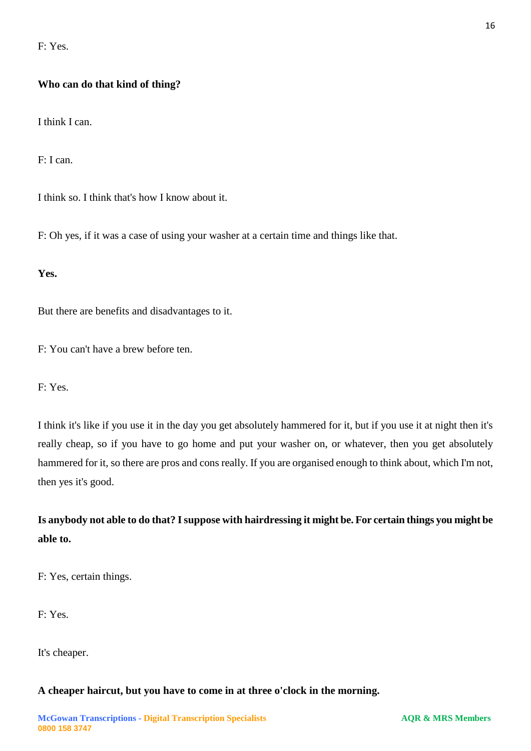F: Yes.

**Who can do that kind of thing?**

I think I can.

F: I can.

I think so. I think that's how I know about it.

F: Oh yes, if it was a case of using your washer at a certain time and things like that.

**Yes.**

But there are benefits and disadvantages to it.

F: You can't have a brew before ten.

F: Yes.

I think it's like if you use it in the day you get absolutely hammered for it, but if you use it at night then it's really cheap, so if you have to go home and put your washer on, or whatever, then you get absolutely hammered for it, so there are pros and cons really. If you are organised enough to think about, which I'm not, then yes it's good.

**Is anybody not able to do that? I suppose with hairdressing it might be. For certain things you might be able to.**

F: Yes, certain things.

F: Yes.

It's cheaper.

**A cheaper haircut, but you have to come in at three o'clock in the morning.**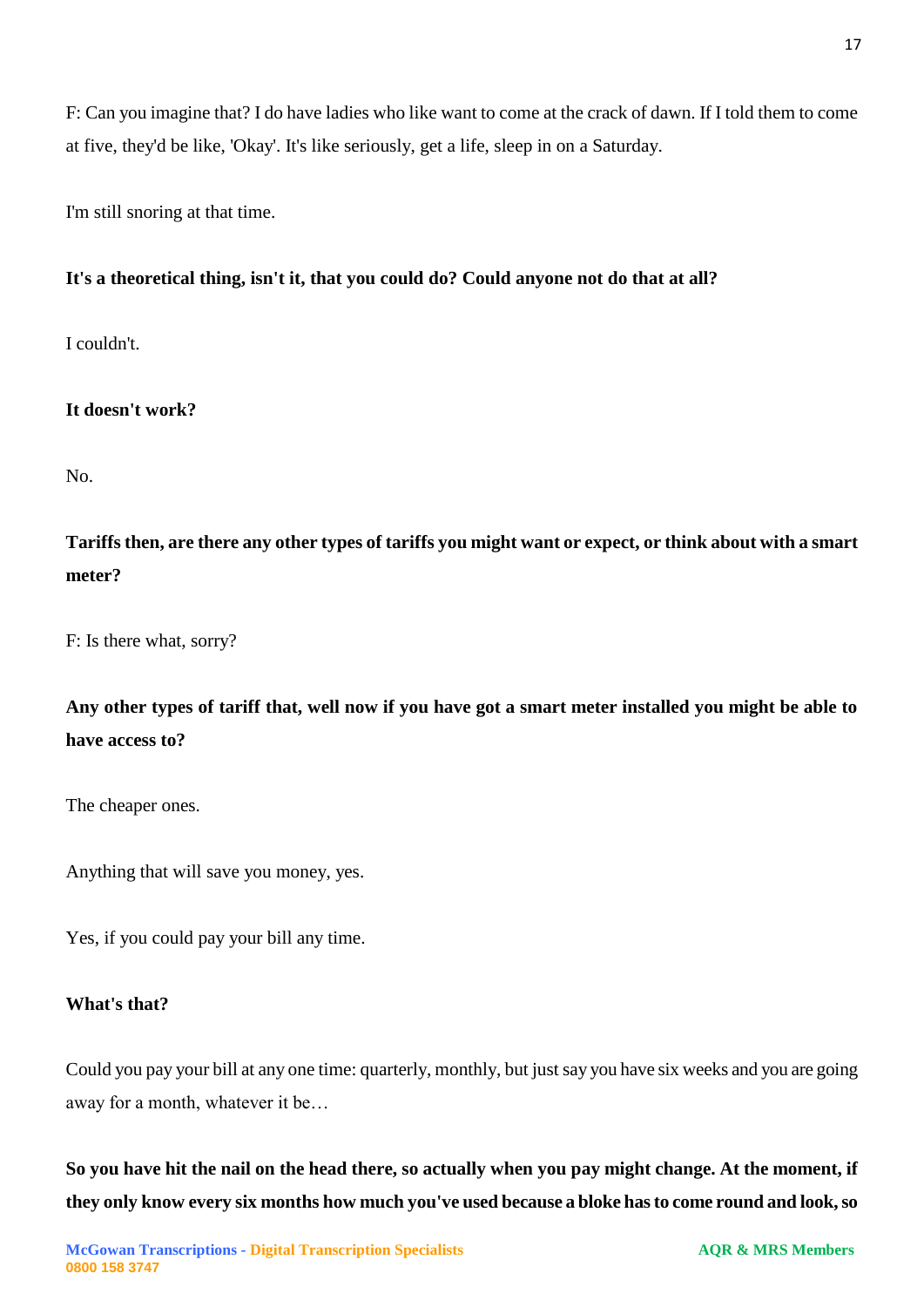F: Can you imagine that? I do have ladies who like want to come at the crack of dawn. If I told them to come at five, they'd be like, 'Okay'. It's like seriously, get a life, sleep in on a Saturday.

I'm still snoring at that time.

**It's a theoretical thing, isn't it, that you could do? Could anyone not do that at all?**

I couldn't.

**It doesn't work?**

No.

**Tariffs then, are there any other types of tariffs you might want or expect, or think about with a smart meter?**

F: Is there what, sorry?

**Any other types of tariff that, well now if you have got a smart meter installed you might be able to have access to?**

The cheaper ones.

Anything that will save you money, yes.

Yes, if you could pay your bill any time.

**What's that?**

Could you pay your bill at any one time: quarterly, monthly, but just say you have six weeks and you are going away for a month, whatever it be…

**So you have hit the nail on the head there, so actually when you pay might change. At the moment, if they only know every six months how much you've used because a bloke has to come round and look, so**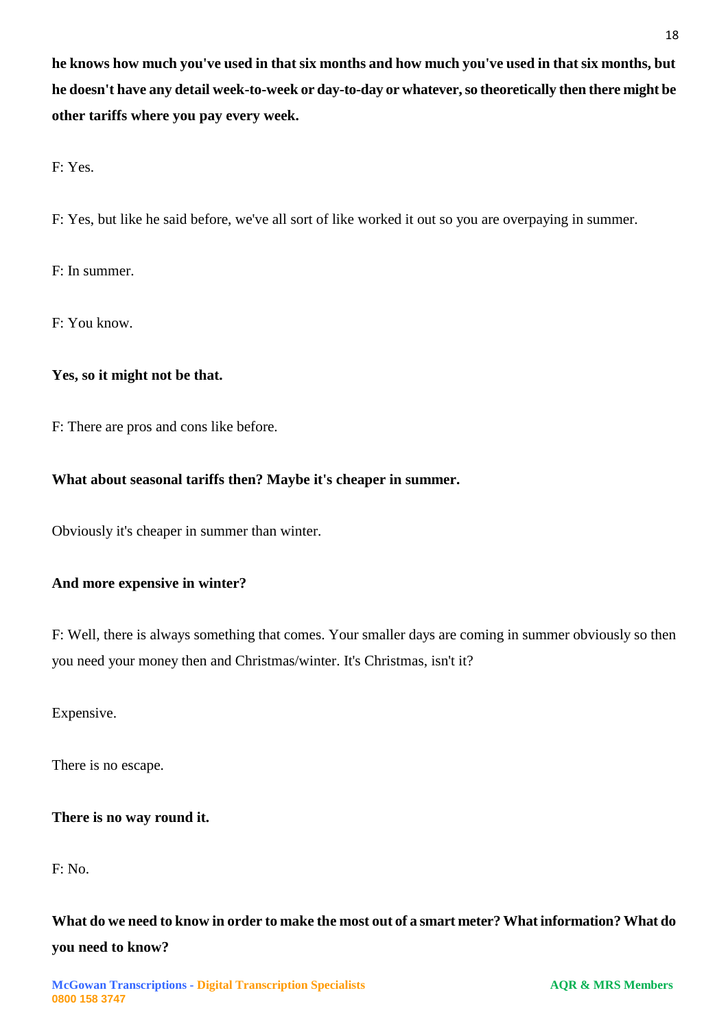**he knows how much you've used in that six months and how much you've used in that six months, but he doesn't have any detail week-to-week or day-to-day or whatever, so theoretically then there might be other tariffs where you pay every week.**

F: Yes.

F: Yes, but like he said before, we've all sort of like worked it out so you are overpaying in summer.

F: In summer.

F: You know.

**Yes, so it might not be that.**

F: There are pros and cons like before.

**What about seasonal tariffs then? Maybe it's cheaper in summer.**

Obviously it's cheaper in summer than winter.

**And more expensive in winter?**

F: Well, there is always something that comes. Your smaller days are coming in summer obviously so then you need your money then and Christmas/winter. It's Christmas, isn't it?

Expensive.

There is no escape.

**There is no way round it.**

F: No.

**What do we need to know in order to make the most out of a smart meter? What information? What do you need to know?**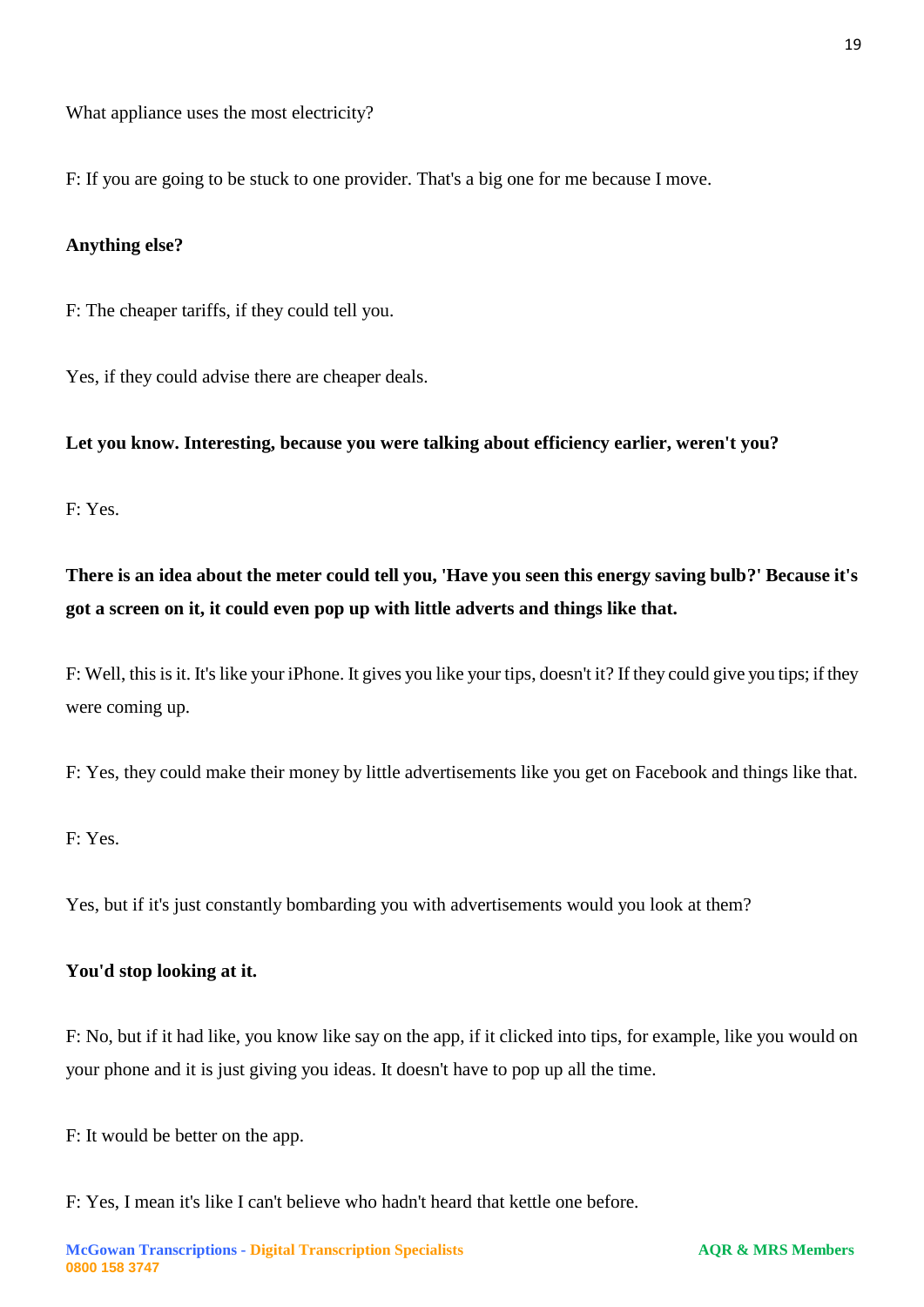What appliance uses the most electricity?

F: If you are going to be stuck to one provider. That's a big one for me because I move.

**Anything else?**

F: The cheaper tariffs, if they could tell you.

Yes, if they could advise there are cheaper deals.

**Let you know. Interesting, because you were talking about efficiency earlier, weren't you?**

F: Yes.

**There is an idea about the meter could tell you, 'Have you seen this energy saving bulb?' Because it's got a screen on it, it could even pop up with little adverts and things like that.**

F: Well, this is it. It's like your iPhone. It gives you like your tips, doesn't it? If they could give you tips; if they were coming up.

F: Yes, they could make their money by little advertisements like you get on Facebook and things like that.

F: Yes.

Yes, but if it's just constantly bombarding you with advertisements would you look at them?

**You'd stop looking at it.**

F: No, but if it had like, you know like say on the app, if it clicked into tips, for example, like you would on your phone and it is just giving you ideas. It doesn't have to pop up all the time.

F: It would be better on the app.

F: Yes, I mean it's like I can't believe who hadn't heard that kettle one before.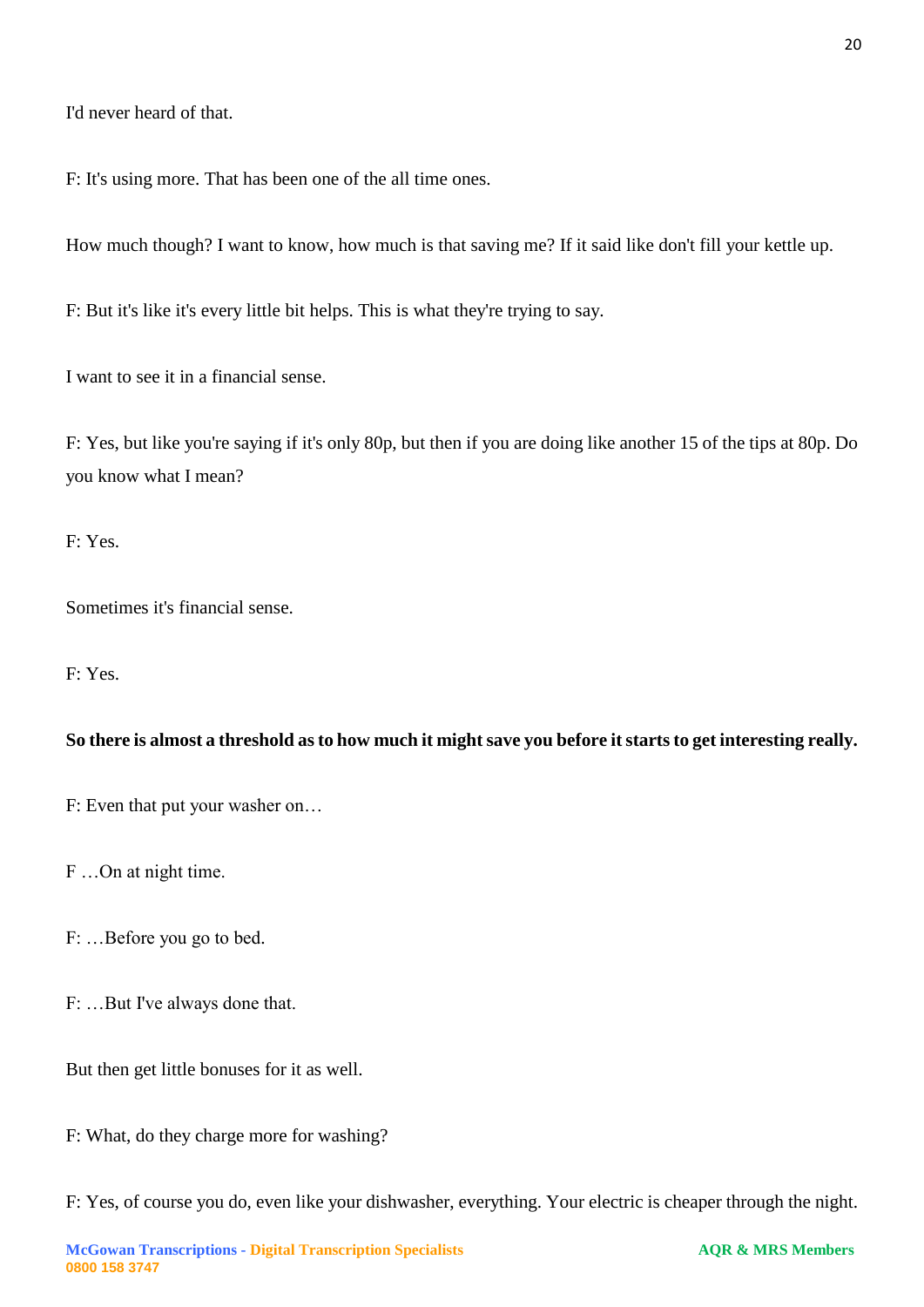I'd never heard of that.

F: It's using more. That has been one of the all time ones.

How much though? I want to know, how much is that saving me? If it said like don't fill your kettle up.

F: But it's like it's every little bit helps. This is what they're trying to say.

I want to see it in a financial sense.

F: Yes, but like you're saying if it's only 80p, but then if you are doing like another 15 of the tips at 80p. Do you know what I mean?

F: Yes.

Sometimes it's financial sense.

F: Yes.

**So there is almost a threshold as to how much it might save you before it starts to get interesting really.**

F: Even that put your washer on…

F …On at night time.

F: …Before you go to bed.

F: …But I've always done that.

But then get little bonuses for it as well.

F: What, do they charge more for washing?

F: Yes, of course you do, even like your dishwasher, everything. Your electric is cheaper through the night.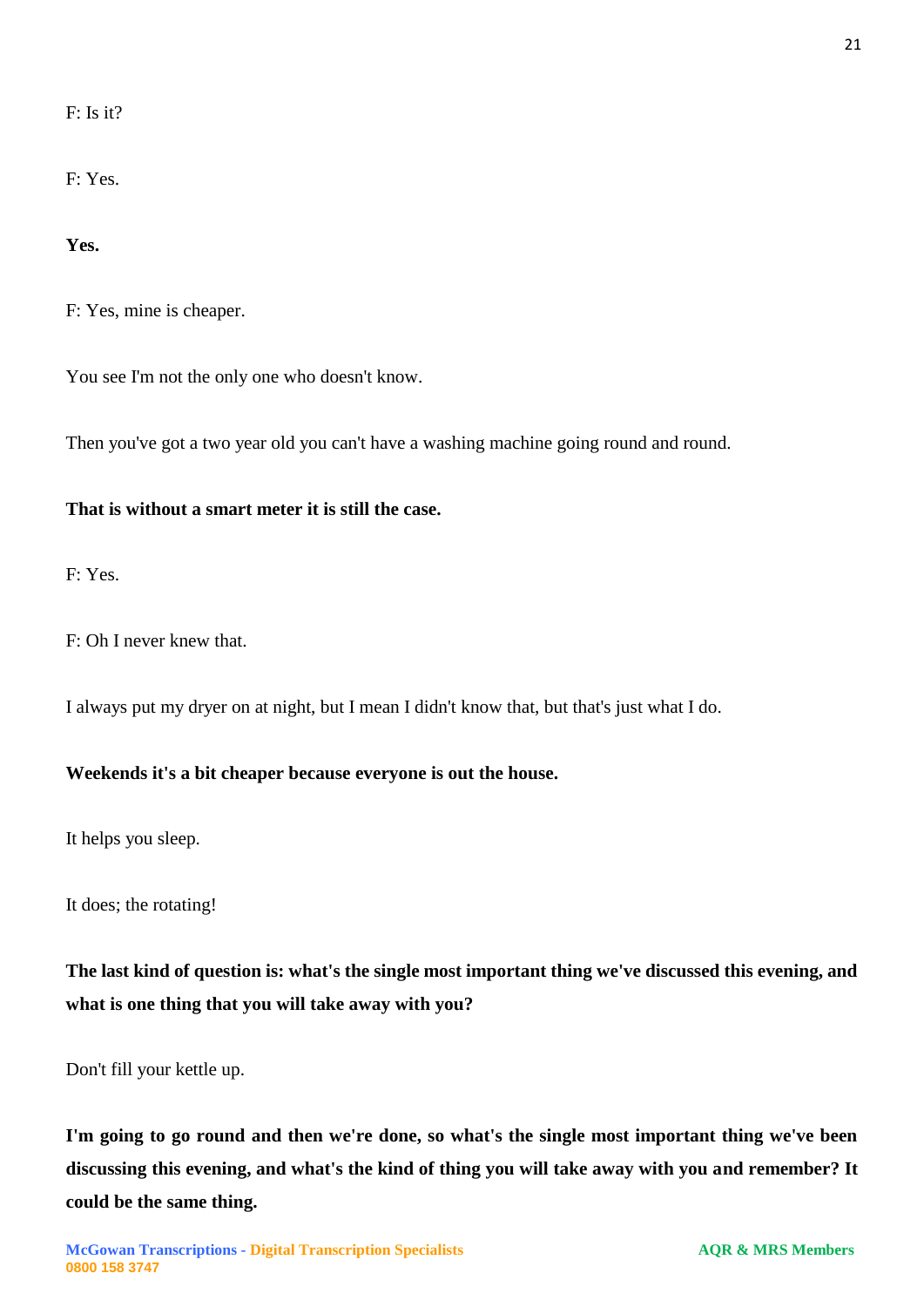F: Is it?

F: Yes.

**Yes.**

F: Yes, mine is cheaper.

You see I'm not the only one who doesn't know.

Then you've got a two year old you can't have a washing machine going round and round.

**That is without a smart meter it is still the case.**

F: Yes.

F: Oh I never knew that.

I always put my dryer on at night, but I mean I didn't know that, but that's just what I do.

**Weekends it's a bit cheaper because everyone is out the house.**

It helps you sleep.

It does; the rotating!

**The last kind of question is: what's the single most important thing we've discussed this evening, and what is one thing that you will take away with you?**

Don't fill your kettle up.

**I'm going to go round and then we're done, so what's the single most important thing we've been discussing this evening, and what's the kind of thing you will take away with you and remember? It could be the same thing.**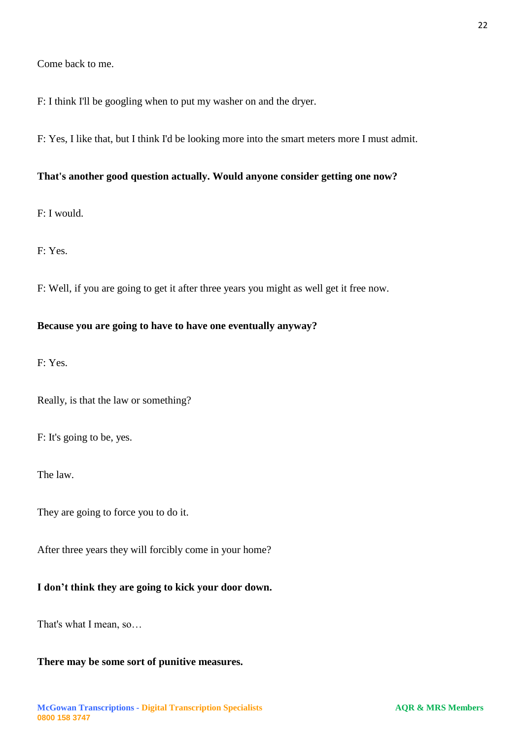Come back to me.

F: I think I'll be googling when to put my washer on and the dryer.

F: Yes, I like that, but I think I'd be looking more into the smart meters more I must admit.

**That's another good question actually. Would anyone consider getting one now?**

F: I would.

F: Yes.

F: Well, if you are going to get it after three years you might as well get it free now.

**Because you are going to have to have one eventually anyway?**

F: Yes.

Really, is that the law or something?

F: It's going to be, yes.

The law.

They are going to force you to do it.

After three years they will forcibly come in your home?

**I don't think they are going to kick your door down.**

That's what I mean, so…

**There may be some sort of punitive measures.**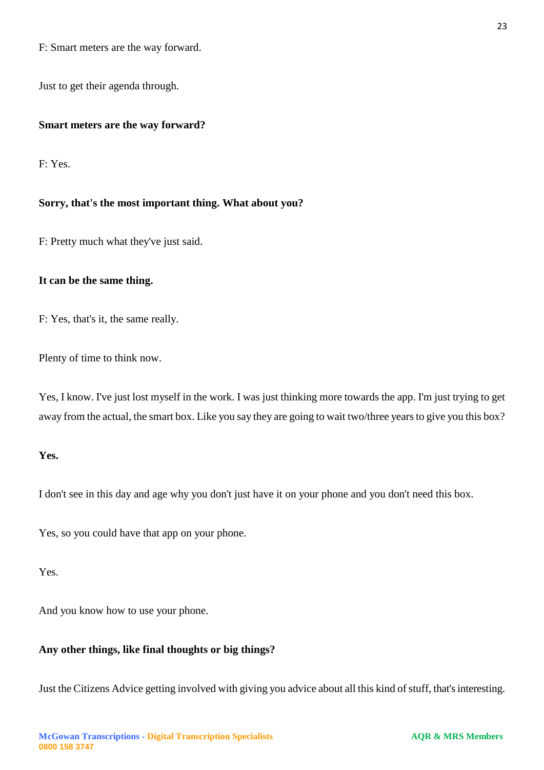F: Smart meters are the way forward.

Just to get their agenda through.

**Smart meters are the way forward?**

F: Yes.

**Sorry, that's the most important thing. What about you?**

F: Pretty much what they've just said.

**It can be the same thing.**

F: Yes, that's it, the same really.

Plenty of time to think now.

Yes, I know. I've just lost myself in the work. I was just thinking more towards the app. I'm just trying to get away from the actual, the smart box. Like you say they are going to wait two/three years to give you this box?

**Yes.**

I don't see in this day and age why you don't just have it on your phone and you don't need this box.

Yes, so you could have that app on your phone.

Yes.

And you know how to use your phone.

**Any other things, like final thoughts or big things?**

Just the Citizens Advice getting involved with giving you advice about all this kind of stuff, that's interesting.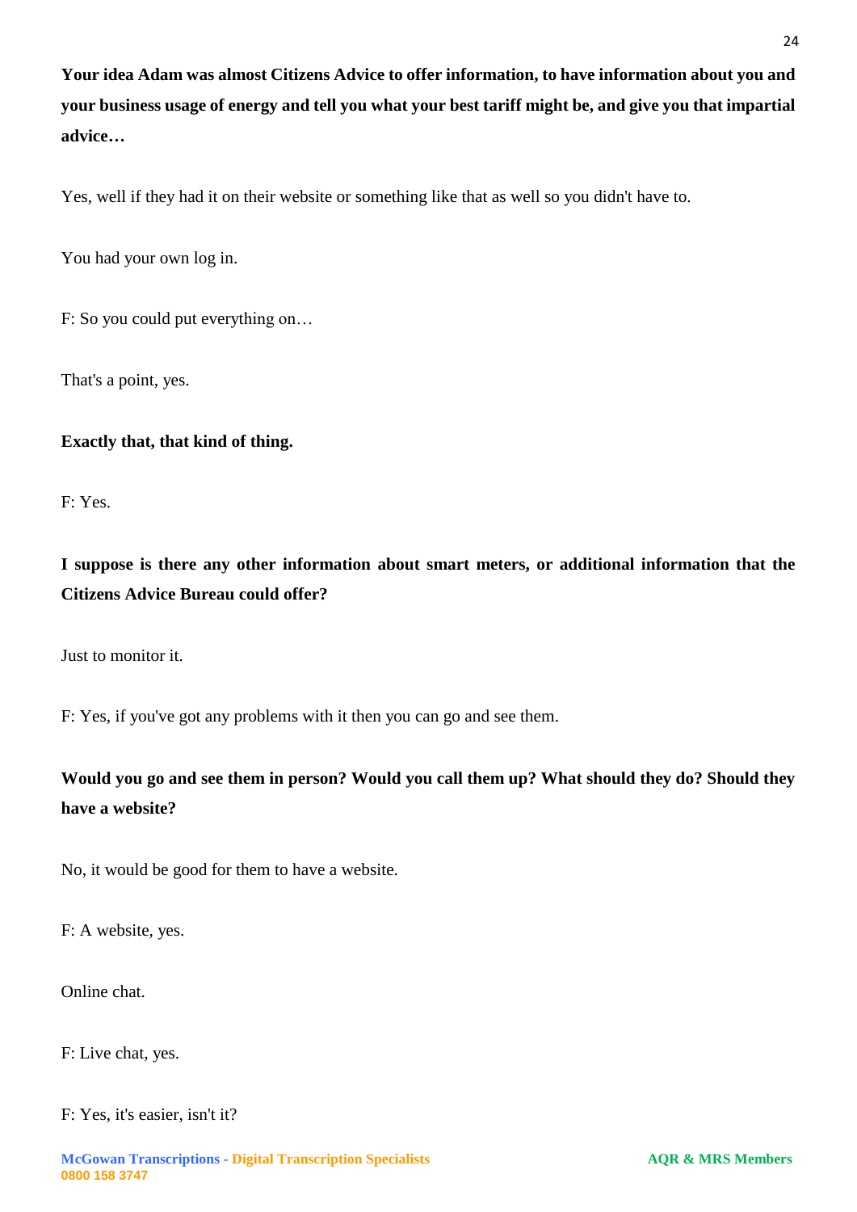**Your idea Adam was almost Citizens Advice to offer information, to have information about you and your business usage of energy and tell you what your best tariff might be, and give you that impartial advice…**

Yes, well if they had it on their website or something like that as well so you didn't have to.

You had your own log in.

F: So you could put everything on…

That's a point, yes.

**Exactly that, that kind of thing.**

F: Yes.

**I suppose is there any other information about smart meters, or additional information that the Citizens Advice Bureau could offer?**

Just to monitor it.

F: Yes, if you've got any problems with it then you can go and see them.

**Would you go and see them in person? Would you call them up? What should they do? Should they have a website?**

No, it would be good for them to have a website.

F: A website, yes.

Online chat.

F: Live chat, yes.

F: Yes, it's easier, isn't it?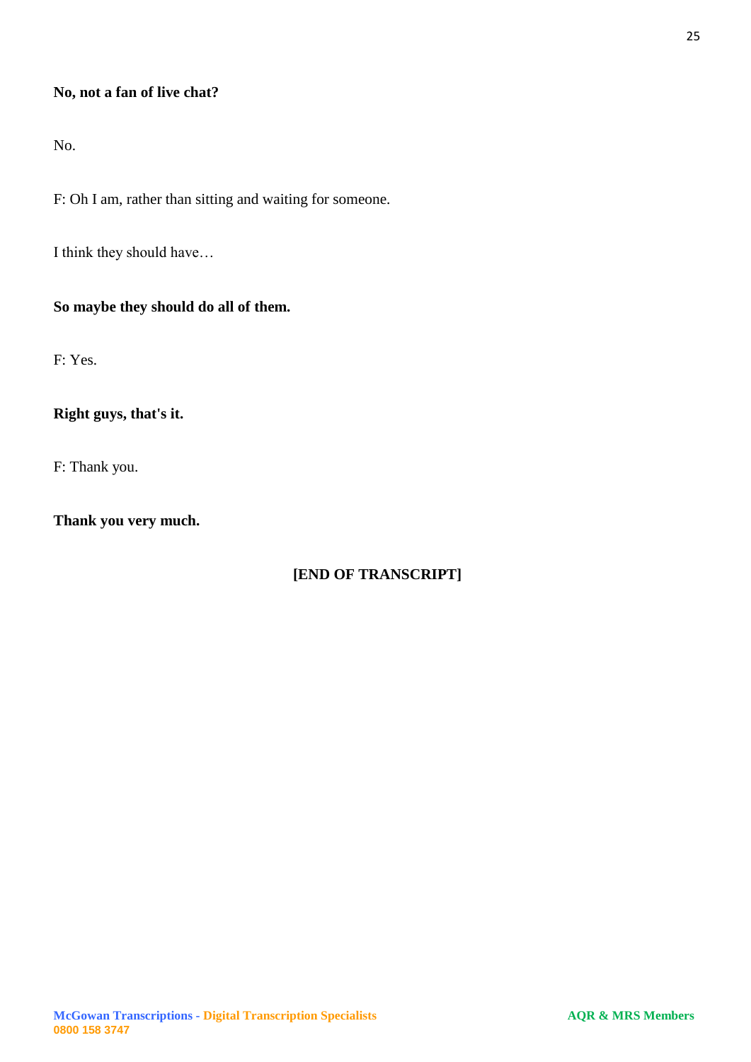**No, not a fan of live chat?**

No.

F: Oh I am, rather than sitting and waiting for someone.

I think they should have…

**So maybe they should do all of them.**

F: Yes.

**Right guys, that's it.**

F: Thank you.

**Thank you very much.**

**[END OF TRANSCRIPT]**